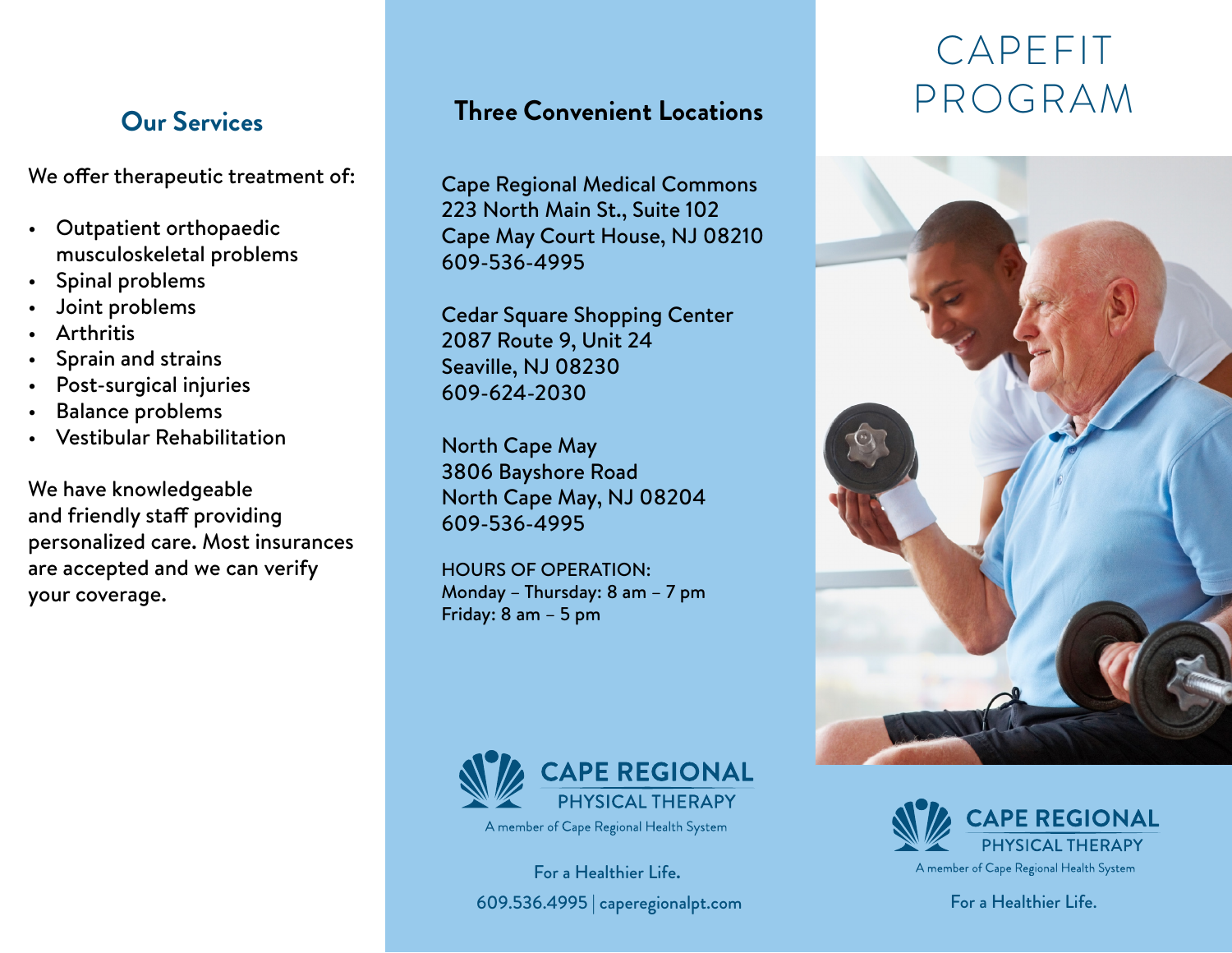## Our Services

We offer therapeutic treatment of:

- Outpatient orthopaedic musculoskeletal problems
- Spinal problems
- Joint problems
- Arthritis
- Sprain and strains
- Post-surgical injuries
- Balance problems
- Vestibular Rehabilitation

We have knowledgeable and friendly staff providing personalized care. Most insurances are accepted and we can verify your coverage.

## Three Convenient Locations

Cape Regional Medical Commons
223 North Main St., Suite 102
Cape May Court House, NJ 08210
609-536-4995

Cedar Square Shopping Center
2087 Route 9, Unit 24
Seaville, NJ 08230
609-624-2030

North Cape May
3806 Bayshore Road
North Cape May, NJ 08204
609-536-4995

HOURS OF OPERATION:
Monday – Thursday: 8 am – 7 pm
Friday: 8 am – 5 pm

**CAPE REGIONAL**
PHYSICAL THERAPY
A member of Cape Regional Health System

For a Healthier Life.

609.536.4995 | caperegionalpt.com

# CAPEFIT PROGRAM

**CAPE REGIONAL**
PHYSICAL THERAPY
A member of Cape Regional Health System

For a Healthier Life.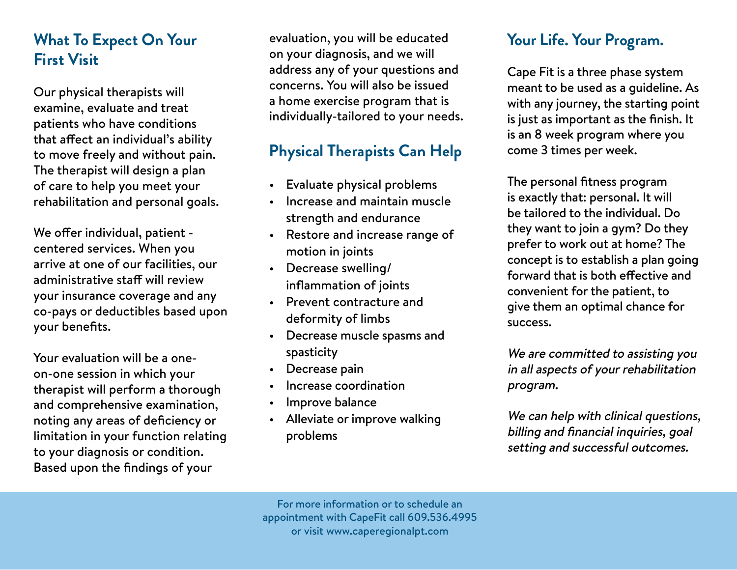## What To Expect On Your First Visit

Our physical therapists will examine, evaluate and treat patients who have conditions that affect an individual's ability to move freely and without pain. The therapist will design a plan of care to help you meet your rehabilitation and personal goals.

We offer individual, patient - centered services. When you arrive at one of our facilities, our administrative staff will review your insurance coverage and any co-pays or deductibles based upon your benefits.

Your evaluation will be a one-on-one session in which your therapist will perform a thorough and comprehensive examination, noting any areas of deficiency or limitation in your function relating to your diagnosis or condition. Based upon the findings of your evaluation, you will be educated on your diagnosis, and we will address any of your questions and concerns. You will also be issued a home exercise program that is individually-tailored to your needs.

## Physical Therapists Can Help

- Evaluate physical problems
- Increase and maintain muscle strength and endurance
- Restore and increase range of motion in joints
- Decrease swelling/ inflammation of joints
- Prevent contracture and deformity of limbs
- Decrease muscle spasms and spasticity
- Decrease pain
- Increase coordination
- Improve balance
- Alleviate or improve walking problems

## Your Life. Your Program.

Cape Fit is a three phase system meant to be used as a guideline. As with any journey, the starting point is just as important as the finish. It is an 8 week program where you come 3 times per week.

The personal fitness program is exactly that: personal. It will be tailored to the individual. Do they want to join a gym? Do they prefer to work out at home? The concept is to establish a plan going forward that is both effective and convenient for the patient, to give them an optimal chance for success.

*We are committed to assisting you in all aspects of your rehabilitation program.*

*We can help with clinical questions, billing and financial inquiries, goal setting and successful outcomes.*

For more information or to schedule an appointment with CapeFit call 609.536.4995 or visit www.caperegionalpt.com